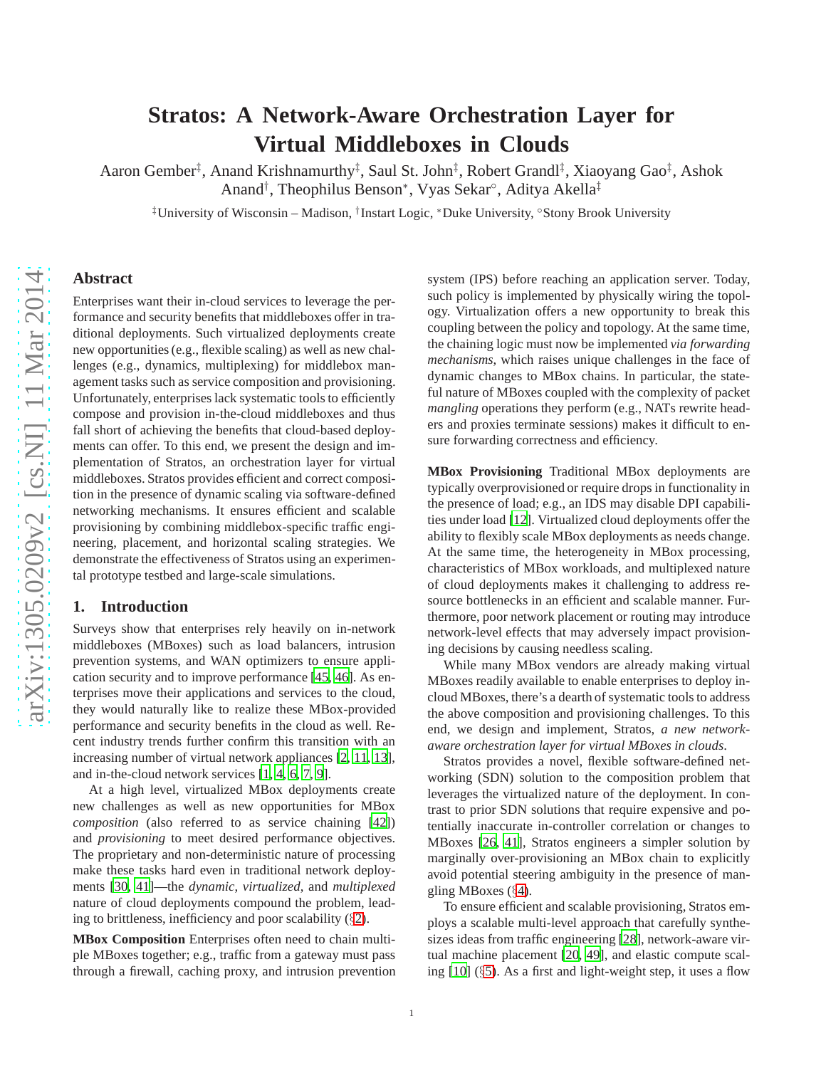# Stratos: A Network-Aware Orchestration Layer for Virtual Middleboxes in Clouds

Aaron Gember[‡], Anand Krishnamurthy[‡], Saul St. John[‡], Robert Grandl[‡], Xiaoyang Gao[‡], Ashok Anand[†], Theophilus Benson[*], Vyas Sekar[◦], Aditya Akella[‡]

[‡]University of Wisconsin – Madison, [†]Instart Logic, [*]Duke University, [◦]Stony Brook University

## Abstract

Enterprises want their in-cloud services to leverage the performance and security benefits that middleboxes offer in traditional deployments. Such virtualized deployments create new opportunities (e.g., flexible scaling) as well as new challenges (e.g., dynamics, multiplexing) for middlebox management tasks such as service composition and provisioning. Unfortunately, enterprises lack systematic tools to efficiently compose and provision in-the-cloud middleboxes and thus fall short of achieving the benefits that cloud-based deployments can offer. To this end, we present the design and implementation of Stratos, an orchestration layer for virtual middleboxes. Stratos provides efficient and correct composition in the presence of dynamic scaling via software-defined networking mechanisms. It ensures efficient and scalable provisioning by combining middlebox-specific traffic engineering, placement, and horizontal scaling strategies. We demonstrate the effectiveness of Stratos using an experimental prototype testbed and large-scale simulations.

## 1. Introduction

Surveys show that enterprises rely heavily on in-network middleboxes (MBoxes) such as load balancers, intrusion prevention systems, and WAN optimizers to ensure application security and to improve performance [45, 46]. As enterprises move their applications and services to the cloud, they would naturally like to realize these MBox-provided performance and security benefits in the cloud as well. Recent industry trends further confirm this transition with an increasing number of virtual network appliances [2, 11, 13], and in-the-cloud network services [1, 4, 6, 7, 9].

At a high level, virtualized MBox deployments create new challenges as well as new opportunities for MBox *composition* (also referred to as service chaining [42]) and *provisioning* to meet desired performance objectives. The proprietary and non-deterministic nature of processing make these tasks hard even in traditional network deployments [30, 41]—the *dynamic*, *virtualized*, and *multiplexed* nature of cloud deployments compound the problem, leading to brittleness, inefficiency and poor scalability (§2).

**MBox Composition** Enterprises often need to chain multiple MBoxes together; e.g., traffic from a gateway must pass through a firewall, caching proxy, and intrusion prevention system (IPS) before reaching an application server. Today, such policy is implemented by physically wiring the topology. Virtualization offers a new opportunity to break this coupling between the policy and topology. At the same time, the chaining logic must now be implemented *via forwarding mechanisms*, which raises unique challenges in the face of dynamic changes to MBox chains. In particular, the stateful nature of MBoxes coupled with the complexity of packet *mangling* operations they perform (e.g., NATs rewrite headers and proxies terminate sessions) makes it difficult to ensure forwarding correctness and efficiency.

**MBox Provisioning** Traditional MBox deployments are typically overprovisioned or require drops in functionality in the presence of load; e.g., an IDS may disable DPI capabilities under load [12]. Virtualized cloud deployments offer the ability to flexibly scale MBox deployments as needs change. At the same time, the heterogeneity in MBox processing, characteristics of MBox workloads, and multiplexed nature of cloud deployments makes it challenging to address resource bottlenecks in an efficient and scalable manner. Furthermore, poor network placement or routing may introduce network-level effects that may adversely impact provisioning decisions by causing needless scaling.

While many MBox vendors are already making virtual MBoxes readily available to enable enterprises to deploy in-cloud MBoxes, there's a dearth of systematic tools to address the above composition and provisioning challenges. To this end, we design and implement, Stratos, *a new network-aware orchestration layer for virtual MBoxes in clouds*.

Stratos provides a novel, flexible software-defined networking (SDN) solution to the composition problem that leverages the virtualized nature of the deployment. In contrast to prior SDN solutions that require expensive and potentially inaccurate in-controller correlation or changes to MBoxes [26, 41], Stratos engineers a simpler solution by marginally over-provisioning an MBox chain to explicitly avoid potential steering ambiguity in the presence of mangling MBoxes (§4).

To ensure efficient and scalable provisioning, Stratos employs a scalable multi-level approach that carefully synthesizes ideas from traffic engineering [28], network-aware virtual machine placement [20, 49], and elastic compute scaling [10] (§5). As a first and light-weight step, it uses a flow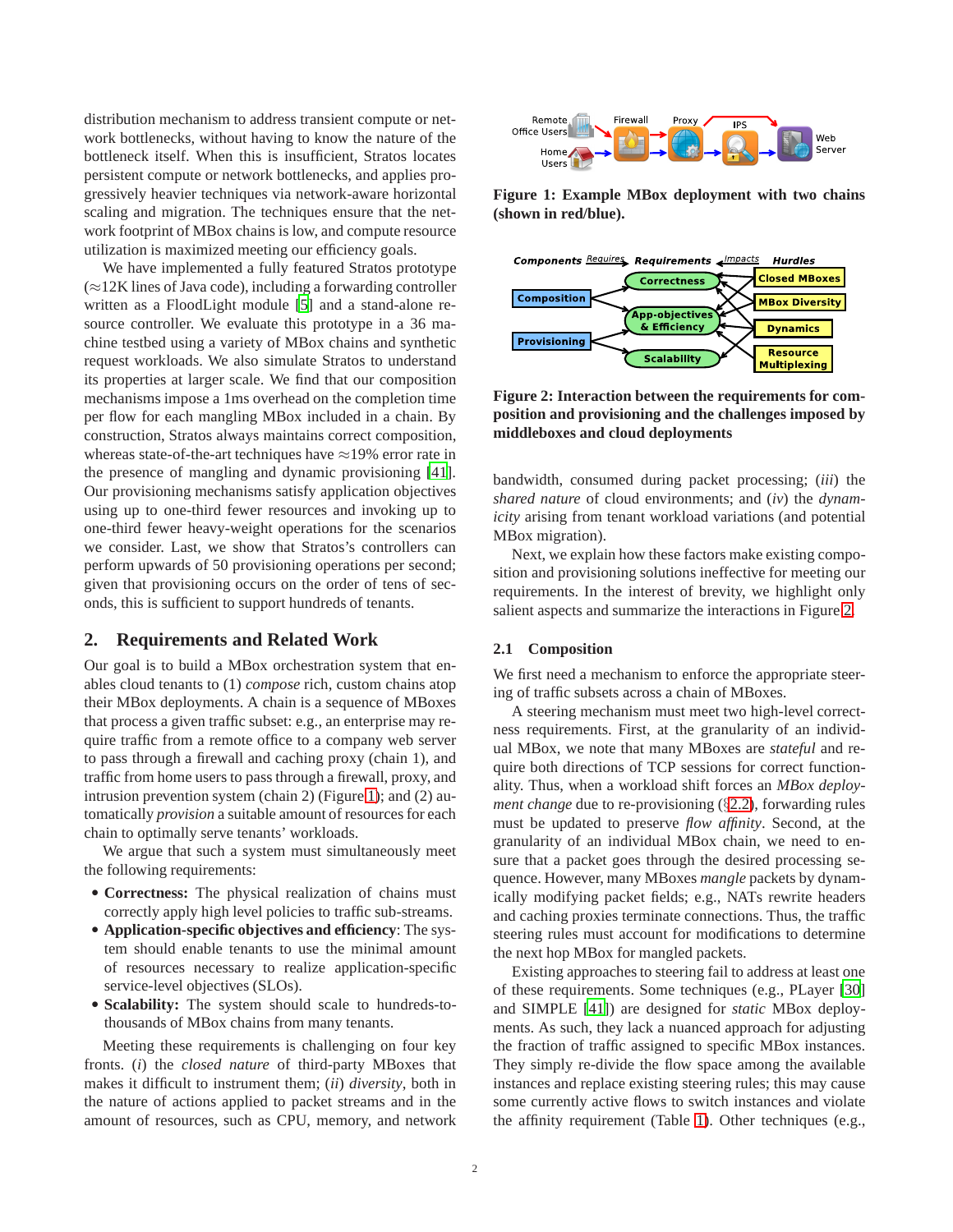distribution mechanism to address transient compute or network bottlenecks, without having to know the nature of the bottleneck itself. When this is insufficient, Stratos locates persistent compute or network bottlenecks, and applies progressively heavier techniques via network-aware horizontal scaling and migration. The techniques ensure that the network footprint of MBox chains is low, and compute resource utilization is maximized meeting our efficiency goals.

We have implemented a fully featured Stratos prototype (≈12K lines of Java code), including a forwarding controller written as a FloodLight module [5] and a stand-alone resource controller. We evaluate this prototype in a 36 machine testbed using a variety of MBox chains and synthetic request workloads. We also simulate Stratos to understand its properties at larger scale. We find that our composition mechanisms impose a 1ms overhead on the completion time per flow for each mangling MBox included in a chain. By construction, Stratos always maintains correct composition, whereas state-of-the-art techniques have ≈19% error rate in the presence of mangling and dynamic provisioning [41]. Our provisioning mechanisms satisfy application objectives using up to one-third fewer resources and invoking up to one-third fewer heavy-weight operations for the scenarios we consider. Last, we show that Stratos's controllers can perform upwards of 50 provisioning operations per second; given that provisioning occurs on the order of tens of seconds, this is sufficient to support hundreds of tenants.

## 2. Requirements and Related Work

Our goal is to build a MBox orchestration system that enables cloud tenants to (1) *compose* rich, custom chains atop their MBox deployments. A chain is a sequence of MBoxes that process a given traffic subset: e.g., an enterprise may require traffic from a remote office to a company web server to pass through a firewall and caching proxy (chain 1), and traffic from home users to pass through a firewall, proxy, and intrusion prevention system (chain 2) (Figure 1); and (2) automatically *provision* a suitable amount of resources for each chain to optimally serve tenants' workloads.

We argue that such a system must simultaneously meet the following requirements:

- **Correctness:** The physical realization of chains must correctly apply high level policies to traffic sub-streams.
- **Application-specific objectives and efficiency**: The system should enable tenants to use the minimal amount of resources necessary to realize application-specific service-level objectives (SLOs).
- **Scalability:** The system should scale to hundreds-to-thousands of MBox chains from many tenants.

Meeting these requirements is challenging on four key fronts. (*i*) the *closed nature* of third-party MBoxes that makes it difficult to instrument them; (*ii*) *diversity*, both in the nature of actions applied to packet streams and in the amount of resources, such as CPU, memory, and network

Remote Office Users
Home Users
Firewall
Proxy
IPS
Web Server

**Figure 1: Example MBox deployment with two chains (shown in red/blue).**

Components
Requires
Requirements
Impacts
Hurdles
Composition
Provisioning
Correctness
App-objectives & Efficiency
Scalability
Closed MBoxes
MBox Diversity
Dynamics
Resource Multiplexing

**Figure 2: Interaction between the requirements for composition and provisioning and the challenges imposed by middleboxes and cloud deployments**

bandwidth, consumed during packet processing; (*iii*) the *shared nature* of cloud environments; and (*iv*) the *dynamicity* arising from tenant workload variations (and potential MBox migration).

Next, we explain how these factors make existing composition and provisioning solutions ineffective for meeting our requirements. In the interest of brevity, we highlight only salient aspects and summarize the interactions in Figure 2.

### 2.1 Composition

We first need a mechanism to enforce the appropriate steering of traffic subsets across a chain of MBoxes.

A steering mechanism must meet two high-level correctness requirements. First, at the granularity of an individual MBox, we note that many MBoxes are *stateful* and require both directions of TCP sessions for correct functionality. Thus, when a workload shift forces an *MBox deployment change* due to re-provisioning (§2.2), forwarding rules must be updated to preserve *flow affinity*. Second, at the granularity of an individual MBox chain, we need to ensure that a packet goes through the desired processing sequence. However, many MBoxes *mangle* packets by dynamically modifying packet fields; e.g., NATs rewrite headers and caching proxies terminate connections. Thus, the traffic steering rules must account for modifications to determine the next hop MBox for mangled packets.

Existing approaches to steering fail to address at least one of these requirements. Some techniques (e.g., PLayer [30] and SIMPLE [41]) are designed for *static* MBox deployments. As such, they lack a nuanced approach for adjusting the fraction of traffic assigned to specific MBox instances. They simply re-divide the flow space among the available instances and replace existing steering rules; this may cause some currently active flows to switch instances and violate the affinity requirement (Table 1). Other techniques (e.g.,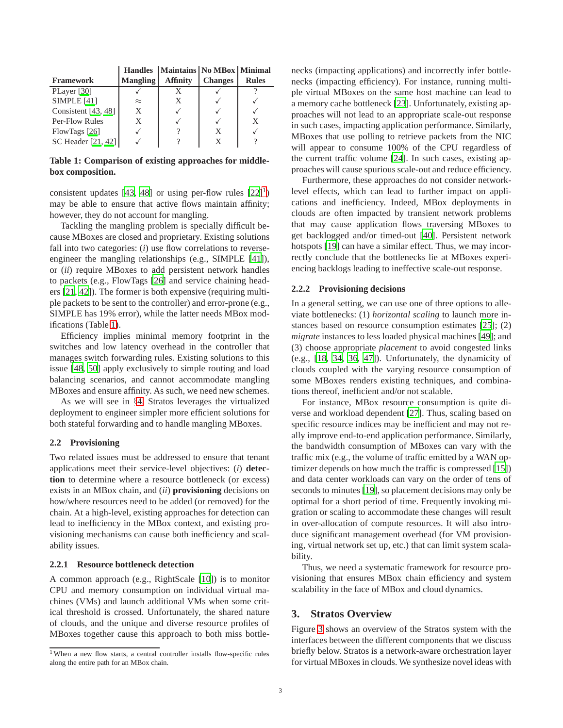| Framework | Handles Mangling | Maintains Affinity | No MBox Changes | Minimal Rules |
|---|---|---|---|---|
| PLayer [30] | ✓ | X | ✓ | ? |
| SIMPLE [41] | ≈ | X | ✓ | ✓ |
| Consistent [43, 48] | X | ✓ | ✓ | ✓ |
| Per-Flow Rules | X | ✓ | ✓ | X |
| FlowTags [26] | ✓ | ? | X | ✓ |
| SC Header [21, 42] | ✓ | ? | X | ? |

**Table 1: Comparison of existing approaches for middlebox composition.**

consistent updates [43, 48] or using per-flow rules [22][1]) may be able to ensure that active flows maintain affinity; however, they do not account for mangling.

Tackling the mangling problem is specially difficult because MBoxes are closed and proprietary. Existing solutions fall into two categories: (*i*) use flow correlations to reverse-engineer the mangling relationships (e.g., SIMPLE [41]), or (*ii*) require MBoxes to add persistent network handles to packets (e.g., FlowTags [26] and service chaining headers [21, 42]). The former is both expensive (requiring multiple packets to be sent to the controller) and error-prone (e.g., SIMPLE has 19% error), while the latter needs MBox modifications (Table 1).

Efficiency implies minimal memory footprint in the switches and low latency overhead in the controller that manages switch forwarding rules. Existing solutions to this issue [48, 50] apply exclusively to simple routing and load balancing scenarios, and cannot accommodate mangling MBoxes and ensure affinity. As such, we need new schemes.

As we will see in §4 Stratos leverages the virtualized deployment to engineer simpler more efficient solutions for both stateful forwarding and to handle mangling MBoxes.

### 2.2 Provisioning

Two related issues must be addressed to ensure that tenant applications meet their service-level objectives: (*i*) **detection** to determine where a resource bottleneck (or excess) exists in an MBox chain, and (*ii*) **provisioning** decisions on how/where resources need to be added (or removed) for the chain. At a high-level, existing approaches for detection can lead to inefficiency in the MBox context, and existing provisioning mechanisms can cause both inefficiency and scalability issues.

#### 2.2.1 Resource bottleneck detection

A common approach (e.g., RightScale [10]) is to monitor CPU and memory consumption on individual virtual machines (VMs) and launch additional VMs when some critical threshold is crossed. Unfortunately, the shared nature of clouds, and the unique and diverse resource profiles of MBoxes together cause this approach to both miss bottlenecks (impacting applications) and incorrectly infer bottlenecks (impacting efficiency). For instance, running multiple virtual MBoxes on the same host machine can lead to a memory cache bottleneck [23]. Unfortunately, existing approaches will not lead to an appropriate scale-out response in such cases, impacting application performance. Similarly, MBoxes that use polling to retrieve packets from the NIC will appear to consume 100% of the CPU regardless of the current traffic volume [24]. In such cases, existing approaches will cause spurious scale-out and reduce efficiency.

Furthermore, these approaches do not consider network-level effects, which can lead to further impact on applications and inefficiency. Indeed, MBox deployments in clouds are often impacted by transient network problems that may cause application flows traversing MBoxes to get backlogged and/or timed-out [40]. Persistent network hotspots [19] can have a similar effect. Thus, we may incorrectly conclude that the bottlenecks lie at MBoxes experiencing backlogs leading to ineffective scale-out response.

#### 2.2.2 Provisioning decisions

In a general setting, we can use one of three options to alleviate bottlenecks: (1) *horizontal scaling* to launch more instances based on resource consumption estimates [25]; (2) *migrate* instances to less loaded physical machines [49]; and (3) choose appropriate *placement* to avoid congested links (e.g., [18, 34, 36, 47]). Unfortunately, the dynamicity of clouds coupled with the varying resource consumption of some MBoxes renders existing techniques, and combinations thereof, inefficient and/or not scalable.

For instance, MBox resource consumption is quite diverse and workload dependent [27]. Thus, scaling based on specific resource indices may be inefficient and may not really improve end-to-end application performance. Similarly, the bandwidth consumption of MBoxes can vary with the traffic mix (e.g., the volume of traffic emitted by a WAN optimizer depends on how much the traffic is compressed [15]) and data center workloads can vary on the order of tens of seconds to minutes [19], so placement decisions may only be optimal for a short period of time. Frequently invoking migration or scaling to accommodate these changes will result in over-allocation of compute resources. It will also introduce significant management overhead (for VM provisioning, virtual network set up, etc.) that can limit system scalability.

Thus, we need a systematic framework for resource provisioning that ensures MBox chain efficiency and system scalability in the face of MBox and cloud dynamics.

## 3. Stratos Overview

Figure 3 shows an overview of the Stratos system with the interfaces between the different components that we discuss briefly below. Stratos is a network-aware orchestration layer for virtual MBoxes in clouds. We synthesize novel ideas with

[1] When a new flow starts, a central controller installs flow-specific rules along the entire path for an MBox chain.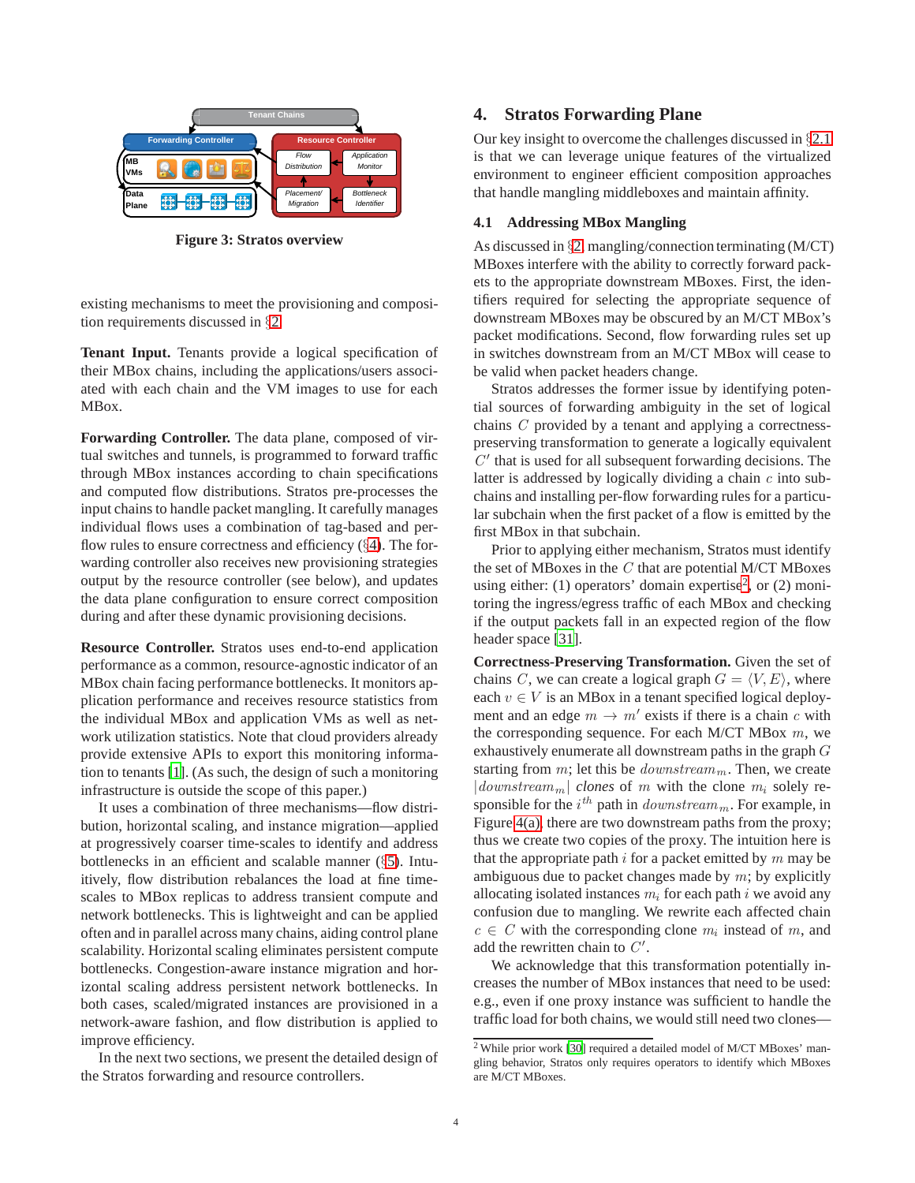Figure 3: Stratos overview

existing mechanisms to meet the provisioning and composition requirements discussed in §2.

**Tenant Input.** Tenants provide a logical specification of their MBox chains, including the applications/users associated with each chain and the VM images to use for each MBox.

**Forwarding Controller.** The data plane, composed of virtual switches and tunnels, is programmed to forward traffic through MBox instances according to chain specifications and computed flow distributions. Stratos pre-processes the input chains to handle packet mangling. It carefully manages individual flows using a combination of tag-based and per-flow rules to ensure correctness and efficiency (§4). The forwarding controller also receives new provisioning strategies output by the resource controller (see below), and updates the data plane configuration to ensure correct composition during and after these dynamic provisioning decisions.

**Resource Controller.** Stratos uses end-to-end application performance as a common, resource-agnostic indicator of an MBox chain facing performance bottlenecks. It monitors application performance and receives resource statistics from the individual MBox and application VMs as well as network utilization statistics. Note that cloud providers already provide extensive APIs to export this monitoring information to tenants [1]. (As such, the design of such a monitoring infrastructure is outside the scope of this paper.)

It uses a combination of three mechanisms—flow distribution, horizontal scaling, and instance migration—applied at progressively coarser time-scales to identify and address bottlenecks in an efficient and scalable manner (§5). Intuitively, flow distribution rebalances the load at fine timescales to MBox replicas to address transient compute and network bottlenecks. This is lightweight and can be applied often and in parallel across many chains, aiding control plane scalability. Horizontal scaling eliminates persistent compute bottlenecks. Congestion-aware instance migration and horizontal scaling address persistent network bottlenecks. In both cases, scaled/migrated instances are provisioned in a network-aware fashion, and flow distribution is applied to improve efficiency.

In the next two sections, we present the detailed design of the Stratos forwarding and resource controllers.

# 4. Stratos Forwarding Plane

Our key insight to overcome the challenges discussed in §2.1 is that we can leverage unique features of the virtualized environment to engineer efficient composition approaches that handle mangling middleboxes and maintain affinity.

## 4.1 Addressing MBox Mangling

As discussed in §2, mangling/connection terminating (M/CT) MBoxes interfere with the ability to correctly forward packets to the appropriate downstream MBoxes. First, the identifiers required for selecting the appropriate sequence of downstream MBoxes may be obscured by an M/CT MBox's packet modifications. Second, flow forwarding rules set up in switches downstream from an M/CT MBox will cease to be valid when packet headers change.

Stratos addresses the former issue by identifying potential sources of forwarding ambiguity in the set of logical chains $C$ provided by a tenant and applying a correctness-preserving transformation to generate a logically equivalent $C'$ that is used for all subsequent forwarding decisions. The latter is addressed by logically dividing a chain $c$ into subchains and installing per-flow forwarding rules for a particular subchain when the first packet of a flow is emitted by the first MBox in that subchain.

Prior to applying either mechanism, Stratos must identify the set of MBoxes in the $C$ that are potential M/CT MBoxes using either: (1) operators' domain expertise[2], or (2) monitoring the ingress/egress traffic of each MBox and checking if the output packets fall in an expected region of the flow header space [31].

**Correctness-Preserving Transformation.** Given the set of chains $C$, we can create a logical graph $G = \langle V, E \rangle$, where each $v \in V$ is an MBox in a tenant specified logical deployment and an edge $m \rightarrow m'$ exists if there is a chain $c$ with the corresponding sequence. For each M/CT MBox $m$, we exhaustively enumerate all downstream paths in the graph $G$ starting from $m$; let this be $downstream_m$. Then, we create $|downstream_m|$ *clones* of $m$ with the clone $m_i$ solely responsible for the $i^{th}$ path in $downstream_m$. For example, in Figure 4(a), there are two downstream paths from the proxy; thus we create two copies of the proxy. The intuition here is that the appropriate path $i$ for a packet emitted by $m$ may be ambiguous due to packet changes made by $m$; by explicitly allocating isolated instances $m_i$ for each path $i$ we avoid any confusion due to mangling. We rewrite each affected chain $c \in C$ with the corresponding clone $m_i$ instead of $m$, and add the rewritten chain to $C'$.

We acknowledge that this transformation potentially increases the number of MBox instances that need to be used: e.g., even if one proxy instance was sufficient to handle the traffic load for both chains, we would still need two clones—

[2] While prior work [30] required a detailed model of M/CT MBoxes' mangling behavior, Stratos only requires operators to identify which MBoxes are M/CT MBoxes.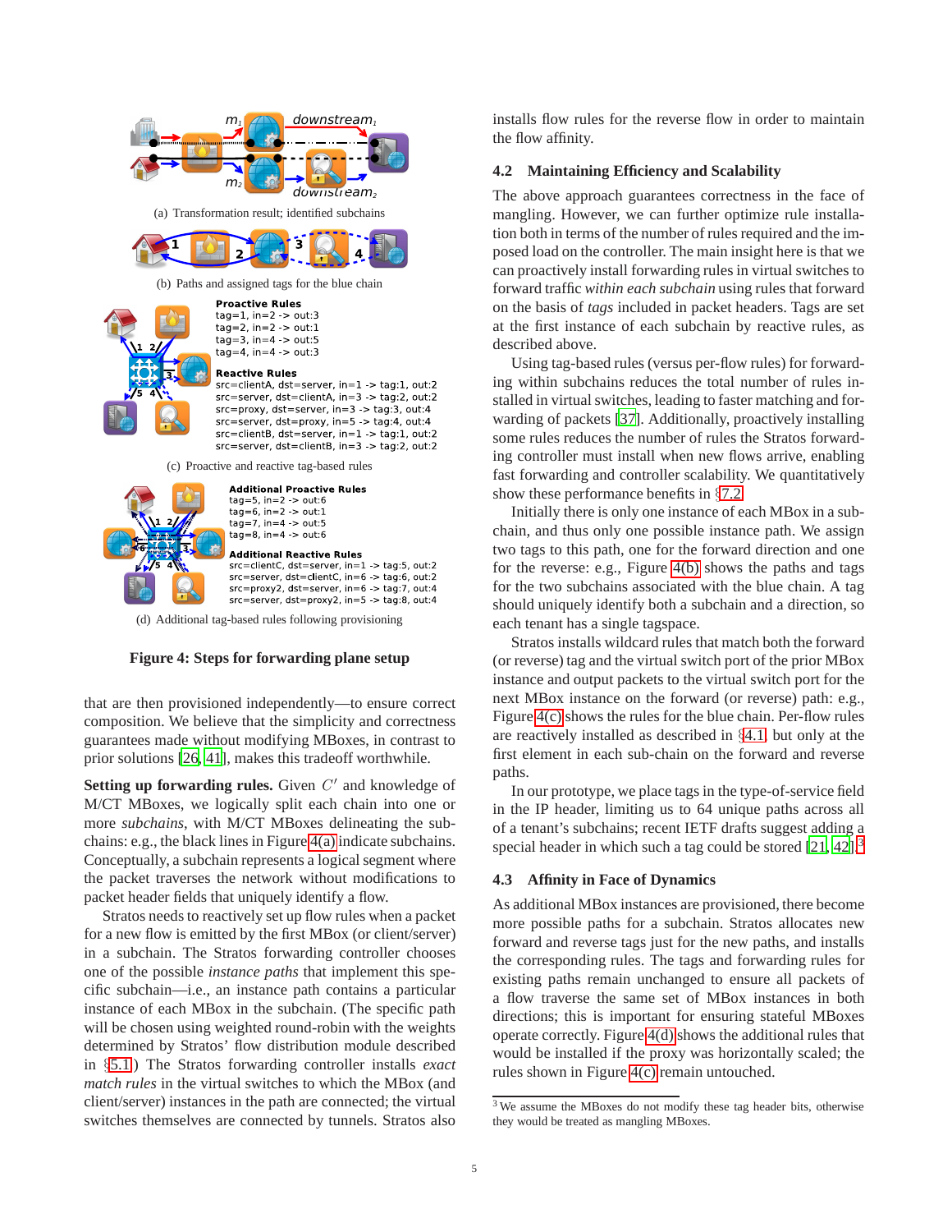$m_1$ downstream$_1$

$m_2$ downstream$_2$

(a) Transformation result; identified subchains

1 2 3 4

(b) Paths and assigned tags for the blue chain

**Proactive Rules**

```
tag=1, in=2 -> out:3
tag=2, in=2 -> out:1
tag=3, in=4 -> out:5
tag=4, in=4 -> out:3
```

**Reactive Rules**

```
src=clientA, dst=server, in=1 -> tag:1, out:2
src=server, dst=clientA, in=3 -> tag:2, out:2
src=proxy, dst=server, in=3 -> tag:3, out:4
src=server, dst=proxy, in=5 -> tag:4, out:4
src=clientB, dst=server, in=1 -> tag:1, out:2
src=server, dst=clientB, in=3 -> tag:2, out:2
```

(c) Proactive and reactive tag-based rules

**Additional Proactive Rules**

```
tag=5, in=2 -> out:6
tag=6, in=2 -> out:1
tag=7, in=4 -> out:5
tag=8, in=4 -> out:6
```

**Additional Reactive Rules**

```
src=clientC, dst=server, in=1 -> tag:5, out:2
src=server, dst=clientC, in=6 -> tag:6, out:2
src=proxy2, dst=server, in=6 -> tag:7, out:4
src=server, dst=proxy2, in=5 -> tag:8, out:4
```

(d) Additional tag-based rules following provisioning

**Figure 4: Steps for forwarding plane setup**

that are then provisioned independently—to ensure correct composition. We believe that the simplicity and correctness guarantees made without modifying MBoxes, in contrast to prior solutions [26, 41], makes this tradeoff worthwhile.

**Setting up forwarding rules.** Given $C'$ and knowledge of M/CT MBoxes, we logically split each chain into one or more *subchains*, with M/CT MBoxes delineating the subchains: e.g., the black lines in Figure 4(a) indicate subchains. Conceptually, a subchain represents a logical segment where the packet traverses the network without modifications to packet header fields that uniquely identify a flow.

Stratos needs to reactively set up flow rules when a packet for a new flow is emitted by the first MBox (or client/server) in a subchain. The Stratos forwarding controller chooses one of the possible *instance paths* that implement this specific subchain—i.e., an instance path contains a particular instance of each MBox in the subchain. (The specific path will be chosen using weighted round-robin with the weights determined by Stratos' flow distribution module described in §5.1) The Stratos forwarding controller installs *exact match rules* in the virtual switches to which the MBox (and client/server) instances in the path are connected; the virtual switches themselves are connected by tunnels. Stratos also installs flow rules for the reverse flow in order to maintain the flow affinity.

## 4.2 Maintaining Efficiency and Scalability

The above approach guarantees correctness in the face of mangling. However, we can further optimize rule installation both in terms of the number of rules required and the imposed load on the controller. The main insight here is that we can proactively install forwarding rules in virtual switches to forward traffic *within each subchain* using rules that forward on the basis of *tags* included in packet headers. Tags are set at the first instance of each subchain by reactive rules, as described above.

Using tag-based rules (versus per-flow rules) for forwarding within subchains reduces the total number of rules installed in virtual switches, leading to faster matching and forwarding of packets [37]. Additionally, proactively installing some rules reduces the number of rules the Stratos forwarding controller must install when new flows arrive, enabling fast forwarding and controller scalability. We quantitatively show these performance benefits in §7.2.

Initially there is only one instance of each MBox in a subchain, and thus only one possible instance path. We assign two tags to this path, one for the forward direction and one for the reverse: e.g., Figure 4(b) shows the paths and tags for the two subchains associated with the blue chain. A tag should uniquely identify both a subchain and a direction, so each tenant has a single tagspace.

Stratos installs wildcard rules that match both the forward (or reverse) tag and the virtual switch port of the prior MBox instance and output packets to the virtual switch port for the next MBox instance on the forward (or reverse) path: e.g., Figure 4(c) shows the rules for the blue chain. Per-flow rules are reactively installed as described in §4.1, but only at the first element in each sub-chain on the forward and reverse paths.

In our prototype, we place tags in the type-of-service field in the IP header, limiting us to 64 unique paths across all of a tenant's subchains; recent IETF drafts suggest adding a special header in which such a tag could be stored [21, 42].[3]

## 4.3 Affinity in Face of Dynamics

As additional MBox instances are provisioned, there become more possible paths for a subchain. Stratos allocates new forward and reverse tags just for the new paths, and installs the corresponding rules. The tags and forwarding rules for existing paths remain unchanged to ensure all packets of a flow traverse the same set of MBox instances in both directions; this is important for ensuring stateful MBoxes operate correctly. Figure 4(d) shows the additional rules that would be installed if the proxy was horizontally scaled; the rules shown in Figure 4(c) remain untouched.

[3] We assume the MBoxes do not modify these tag header bits, otherwise they would be treated as mangling MBoxes.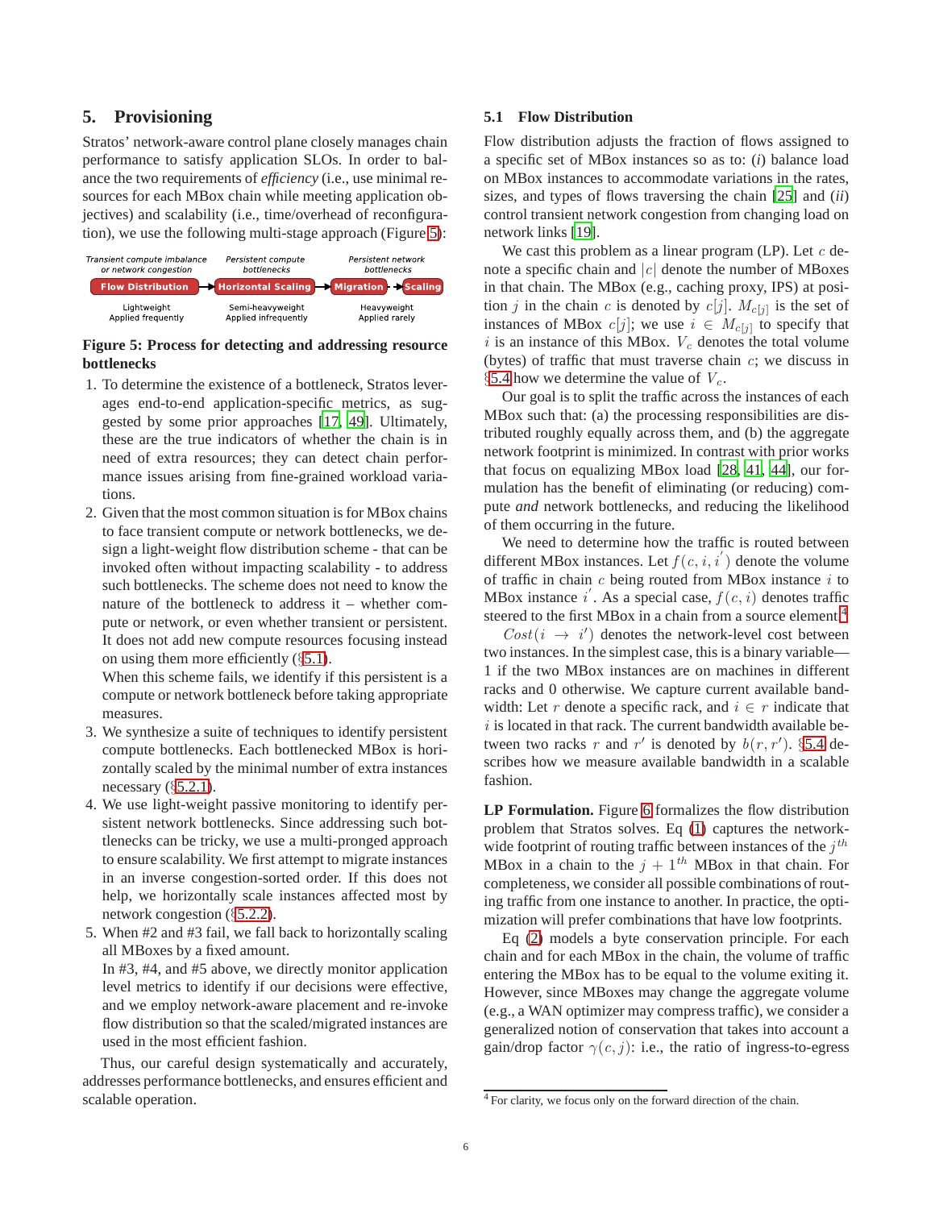## 5. Provisioning

Stratos' network-aware control plane closely manages chain performance to satisfy application SLOs. In order to balance the two requirements of *efficiency* (i.e., use minimal resources for each MBox chain while meeting application objectives) and scalability (i.e., time/overhead of reconfiguration), we use the following multi-stage approach (Figure 5):

Transient compute imbalance or network congestion
Persistent compute bottlenecks
Persistent network bottlenecks
Flow Distribution → Horizontal Scaling → Migration → Scaling
Lightweight Applied frequently
Semi-heavyweight Applied infrequently
Heavyweight Applied rarely

**Figure 5: Process for detecting and addressing resource bottlenecks**

1. To determine the existence of a bottleneck, Stratos leverages end-to-end application-specific metrics, as suggested by some prior approaches [17, 49]. Ultimately, these are the true indicators of whether the chain is in need of extra resources; they can detect chain performance issues arising from fine-grained workload variations.
2. Given that the most common situation is for MBox chains to face transient compute or network bottlenecks, we design a light-weight flow distribution scheme - that can be invoked often without impacting scalability - to address such bottlenecks. The scheme does not need to know the nature of the bottleneck to address it – whether compute or network, or even whether transient or persistent. It does not add new compute resources focusing instead on using them more efficiently (§5.1).
   When this scheme fails, we identify if this persistent is a compute or network bottleneck before taking appropriate measures.
3. We synthesize a suite of techniques to identify persistent compute bottlenecks. Each bottlenecked MBox is horizontally scaled by the minimal number of extra instances necessary (§5.2.1).
4. We use light-weight passive monitoring to identify persistent network bottlenecks. Since addressing such bottlenecks can be tricky, we use a multi-pronged approach to ensure scalability. We first attempt to migrate instances in an inverse congestion-sorted order. If this does not help, we horizontally scale instances affected most by network congestion (§5.2.2).
5. When #2 and #3 fail, we fall back to horizontally scaling all MBoxes by a fixed amount.
   In #3, #4, and #5 above, we directly monitor application level metrics to identify if our decisions were effective, and we employ network-aware placement and re-invoke flow distribution so that the scaled/migrated instances are used in the most efficient fashion.

Thus, our careful design systematically and accurately, addresses performance bottlenecks, and ensures efficient and scalable operation.

### 5.1 Flow Distribution

Flow distribution adjusts the fraction of flows assigned to a specific set of MBox instances so as to: (*i*) balance load on MBox instances to accommodate variations in the rates, sizes, and types of flows traversing the chain [25] and (*ii*) control transient network congestion from changing load on network links [19].

We cast this problem as a linear program (LP). Let $c$ denote a specific chain and $|c|$ denote the number of MBoxes in that chain. The MBox (e.g., caching proxy, IPS) at position $j$ in the chain $c$ is denoted by $c[j]$. $M_{c[j]}$ is the set of instances of MBox $c[j]$; we use $i \in M_{c[j]}$ to specify that $i$ is an instance of this MBox. $V_c$ denotes the total volume (bytes) of traffic that must traverse chain $c$; we discuss in §5.4 how we determine the value of $V_c$.

Our goal is to split the traffic across the instances of each MBox such that: (a) the processing responsibilities are distributed roughly equally across them, and (b) the aggregate network footprint is minimized. In contrast with prior works that focus on equalizing MBox load [28, 41, 44], our formulation has the benefit of eliminating (or reducing) compute *and* network bottlenecks, and reducing the likelihood of them occurring in the future.

We need to determine how the traffic is routed between different MBox instances. Let $f(c, i, i')$ denote the volume of traffic in chain $c$ being routed from MBox instance $i$ to MBox instance $i'$. As a special case, $f(c, i)$ denotes traffic steered to the first MBox in a chain from a source element.[4]

$Cost(i \rightarrow i')$ denotes the network-level cost between two instances. In the simplest case, this is a binary variable—1 if the two MBox instances are on machines in different racks and 0 otherwise. We capture current available bandwidth: Let $r$ denote a specific rack, and $i \in r$ indicate that $i$ is located in that rack. The current bandwidth available between two racks $r$ and $r'$ is denoted by $b(r, r')$. §5.4 describes how we measure available bandwidth in a scalable fashion.

**LP Formulation.** Figure 6 formalizes the flow distribution problem that Stratos solves. Eq (1) captures the network-wide footprint of routing traffic between instances of the $j^{th}$ MBox in a chain to the $j + 1^{th}$ MBox in that chain. For completeness, we consider all possible combinations of routing traffic from one instance to another. In practice, the optimization will prefer combinations that have low footprints.

Eq (2) models a byte conservation principle. For each chain and for each MBox in the chain, the volume of traffic entering the MBox has to be equal to the volume exiting it. However, since MBoxes may change the aggregate volume (e.g., a WAN optimizer may compress traffic), we consider a generalized notion of conservation that takes into account a gain/drop factor $\gamma(c, j)$: i.e., the ratio of ingress-to-egress

[4] For clarity, we focus only on the forward direction of the chain.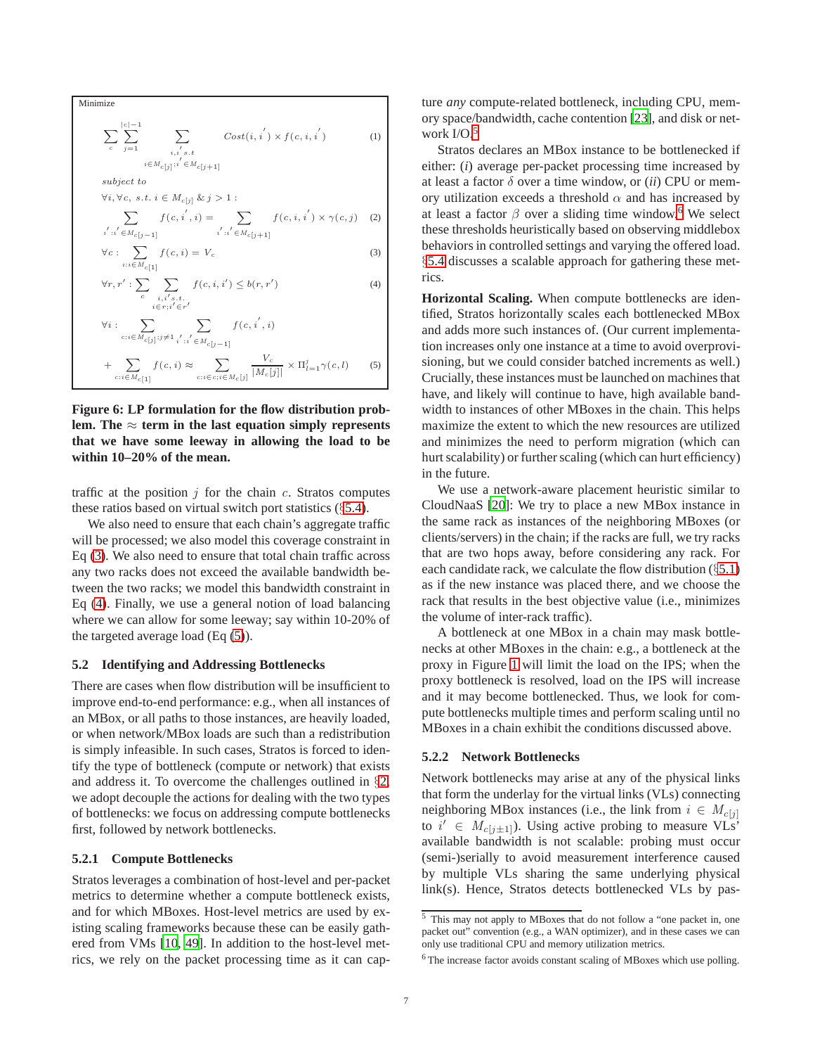Minimize

$$\sum_{c}\sum_{j=1}^{|c|-1}\sum_{\substack{i,i^{'} s.t \\ i\in M_{c[j]};i^{'}\in M_{c[j+1]}}} Cost(i,i^{'})\times f(c,i,i^{'}) \tag{1}$$

*subject to*

$\forall i, \forall c,\ s.t.\ i \in M_{c[j]}\ \&\ j > 1:$

$$\sum_{i^{'}:i^{'}\in M_{c[j-1]}} f(c,i^{'},i) = \sum_{i^{'}:i^{'}\in M_{c[j+1]}} f(c,i,i^{'})\times\gamma(c,j) \tag{2}$$

$$\forall c: \sum_{i:i\in M_{c[1]}} f(c,i) = V_c \tag{3}$$

$$\forall r,r': \sum_{c}\sum_{\substack{i,i' s.t. \\ i\in r;i'\in r'}} f(c,i,i') \le b(r,r') \tag{4}$$

$$\forall i: \sum_{c:i\in M_{c[j]};j\neq 1}\ \sum_{i^{'}:i^{'}\in M_{c[j-1]}} f(c,i^{'},i)$$

$$+\sum_{c:i\in M_{c[1]}} f(c,i) \approx \sum_{c:i\in c;i\in M_{c[j]}} \frac{V_c}{|M_c[j]|}\times\Pi_{l=1}^{j}\gamma(c,l) \tag{5}$$

**Figure 6: LP formulation for the flow distribution problem. The ≈ term in the last equation simply represents that we have some leeway in allowing the load to be within 10–20% of the mean.**

traffic at the position $j$ for the chain $c$. Stratos computes these ratios based on virtual switch port statistics (§5.4).

We also need to ensure that each chain's aggregate traffic will be processed; we also model this coverage constraint in Eq (3). We also need to ensure that total chain traffic across any two racks does not exceed the available bandwidth between the two racks; we model this bandwidth constraint in Eq (4). Finally, we use a general notion of load balancing where we can allow for some leeway; say within 10-20% of the targeted average load (Eq (5)).

### 5.2 Identifying and Addressing Bottlenecks

There are cases when flow distribution will be insufficient to improve end-to-end performance: e.g., when all instances of an MBox, or all paths to those instances, are heavily loaded, or when network/MBox loads are such than a redistribution is simply infeasible. In such cases, Stratos is forced to identify the type of bottleneck (compute or network) that exists and address it. To overcome the challenges outlined in §2, we adopt decouple the actions for dealing with the two types of bottlenecks: we focus on addressing compute bottlenecks first, followed by network bottlenecks.

#### 5.2.1 Compute Bottlenecks

Stratos leverages a combination of host-level and per-packet metrics to determine whether a compute bottleneck exists, and for which MBoxes. Host-level metrics are used by existing scaling frameworks because these can be easily gathered from VMs [10, 49]. In addition to the host-level metrics, we rely on the packet processing time as it can capture *any* compute-related bottleneck, including CPU, memory space/bandwidth, cache contention [23], and disk or network I/O.[5]

Stratos declares an MBox instance to be bottlenecked if either: (*i*) average per-packet processing time increased by at least a factor $\delta$ over a time window, or (*ii*) CPU or memory utilization exceeds a threshold $\alpha$ and has increased by at least a factor $\beta$ over a sliding time window.[6] We select these thresholds heuristically based on observing middlebox behaviors in controlled settings and varying the offered load. §5.4 discusses a scalable approach for gathering these metrics.

**Horizontal Scaling.** When compute bottlenecks are identified, Stratos horizontally scales each bottlenecked MBox and adds more such instances of. (Our current implementation increases only one instance at a time to avoid overprovisioning, but we could consider batched increments as well.) Crucially, these instances must be launched on machines that have, and likely will continue to have, high available bandwidth to instances of other MBoxes in the chain. This helps maximize the extent to which the new resources are utilized and minimizes the need to perform migration (which can hurt scalability) or further scaling (which can hurt efficiency) in the future.

We use a network-aware placement heuristic similar to CloudNaaS [20]: We try to place a new MBox instance in the same rack as instances of the neighboring MBoxes (or clients/servers) in the chain; if the racks are full, we try racks that are two hops away, before considering any rack. For each candidate rack, we calculate the flow distribution (§5.1) as if the new instance was placed there, and we choose the rack that results in the best objective value (i.e., minimizes the volume of inter-rack traffic).

A bottleneck at one MBox in a chain may mask bottlenecks at other MBoxes in the chain: e.g., a bottleneck at the proxy in Figure 1 will limit the load on the IPS; when the proxy bottleneck is resolved, load on the IPS will increase and it may become bottlenecked. Thus, we look for compute bottlenecks multiple times and perform scaling until no MBoxes in a chain exhibit the conditions discussed above.

#### 5.2.2 Network Bottlenecks

Network bottlenecks may arise at any of the physical links that form the underlay for the virtual links (VLs) connecting neighboring MBox instances (i.e., the link from $i \in M_{c[j]}$ to $i' \in M_{c[j\pm1]}$). Using active probing to measure VLs' available bandwidth is not scalable: probing must occur (semi-)serially to avoid measurement interference caused by multiple VLs sharing the same underlying physical link(s). Hence, Stratos detects bottlenecked VLs by pas-

[5] This may not apply to MBoxes that do not follow a "one packet in, one packet out" convention (e.g., a WAN optimizer), and in these cases we can only use traditional CPU and memory utilization metrics.

[6] The increase factor avoids constant scaling of MBoxes which use polling.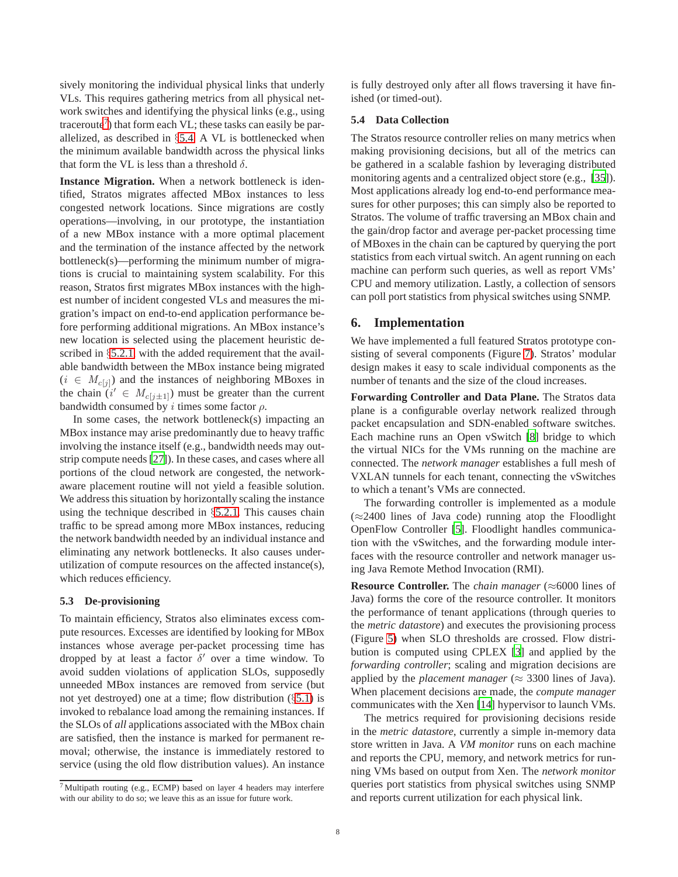sively monitoring the individual physical links that underly VLs. This requires gathering metrics from all physical network switches and identifying the physical links (e.g., using traceroute[7]) that form each VL; these tasks can easily be parallelized, as described in §5.4. A VL is bottlenecked when the minimum available bandwidth across the physical links that form the VL is less than a threshold $\delta$.

**Instance Migration.** When a network bottleneck is identified, Stratos migrates affected MBox instances to less congested network locations. Since migrations are costly operations—involving, in our prototype, the instantiation of a new MBox instance with a more optimal placement and the termination of the instance affected by the network bottleneck(s)—performing the minimum number of migrations is crucial to maintaining system scalability. For this reason, Stratos first migrates MBox instances with the highest number of incident congested VLs and measures the migration's impact on end-to-end application performance before performing additional migrations. An MBox instance's new location is selected using the placement heuristic described in §5.2.1 with the added requirement that the available bandwidth between the MBox instance being migrated ($i \in M_{c[j]}$) and the instances of neighboring MBoxes in the chain ($i' \in M_{c[j\pm1]}$) must be greater than the current bandwidth consumed by $i$ times some factor $\rho$.

In some cases, the network bottleneck(s) impacting an MBox instance may arise predominantly due to heavy traffic involving the instance itself (e.g., bandwidth needs may outstrip compute needs [27]). In these cases, and cases where all portions of the cloud network are congested, the network-aware placement routine will not yield a feasible solution. We address this situation by horizontally scaling the instance using the technique described in §5.2.1. This causes chain traffic to be spread among more MBox instances, reducing the network bandwidth needed by an individual instance and eliminating any network bottlenecks. It also causes underutilization of compute resources on the affected instance(s), which reduces efficiency.

### 5.3 De-provisioning

To maintain efficiency, Stratos also eliminates excess compute resources. Excesses are identified by looking for MBox instances whose average per-packet processing time has dropped by at least a factor $\delta'$ over a time window. To avoid sudden violations of application SLOs, supposedly unneeded MBox instances are removed from service (but not yet destroyed) one at a time; flow distribution (§5.1) is invoked to rebalance load among the remaining instances. If the SLOs of *all* applications associated with the MBox chain are satisfied, then the instance is marked for permanent removal; otherwise, the instance is immediately restored to service (using the old flow distribution values). An instance is fully destroyed only after all flows traversing it have finished (or timed-out).

[7] Multipath routing (e.g., ECMP) based on layer 4 headers may interfere with our ability to do so; we leave this as an issue for future work.

### 5.4 Data Collection

The Stratos resource controller relies on many metrics when making provisioning decisions, but all of the metrics can be gathered in a scalable fashion by leveraging distributed monitoring agents and a centralized object store (e.g., [35]). Most applications already log end-to-end performance measures for other purposes; this can simply also be reported to Stratos. The volume of traffic traversing an MBox chain and the gain/drop factor and average per-packet processing time of MBoxes in the chain can be captured by querying the port statistics from each virtual switch. An agent running on each machine can perform such queries, as well as report VMs' CPU and memory utilization. Lastly, a collection of sensors can poll port statistics from physical switches using SNMP.

## 6. Implementation

We have implemented a full featured Stratos prototype consisting of several components (Figure 7). Stratos' modular design makes it easy to scale individual components as the number of tenants and the size of the cloud increases.

**Forwarding Controller and Data Plane.** The Stratos data plane is a configurable overlay network realized through packet encapsulation and SDN-enabled software switches. Each machine runs an Open vSwitch [8] bridge to which the virtual NICs for the VMs running on the machine are connected. The *network manager* establishes a full mesh of VXLAN tunnels for each tenant, connecting the vSwitches to which a tenant's VMs are connected.

The forwarding controller is implemented as a module ($\approx$2400 lines of Java code) running atop the Floodlight OpenFlow Controller [5]. Floodlight handles communication with the vSwitches, and the forwarding module interfaces with the resource controller and network manager using Java Remote Method Invocation (RMI).

**Resource Controller.** The *chain manager* ($\approx$6000 lines of Java) forms the core of the resource controller. It monitors the performance of tenant applications (through queries to the *metric datastore*) and executes the provisioning process (Figure 5) when SLO thresholds are crossed. Flow distribution is computed using CPLEX [3] and applied by the *forwarding controller*; scaling and migration decisions are applied by the *placement manager* ($\approx$ 3300 lines of Java). When placement decisions are made, the *compute manager* communicates with the Xen [14] hypervisor to launch VMs.

The metrics required for provisioning decisions reside in the *metric datastore*, currently a simple in-memory data store written in Java. A *VM monitor* runs on each machine and reports the CPU, memory, and network metrics for running VMs based on output from Xen. The *network monitor* queries port statistics from physical switches using SNMP and reports current utilization for each physical link.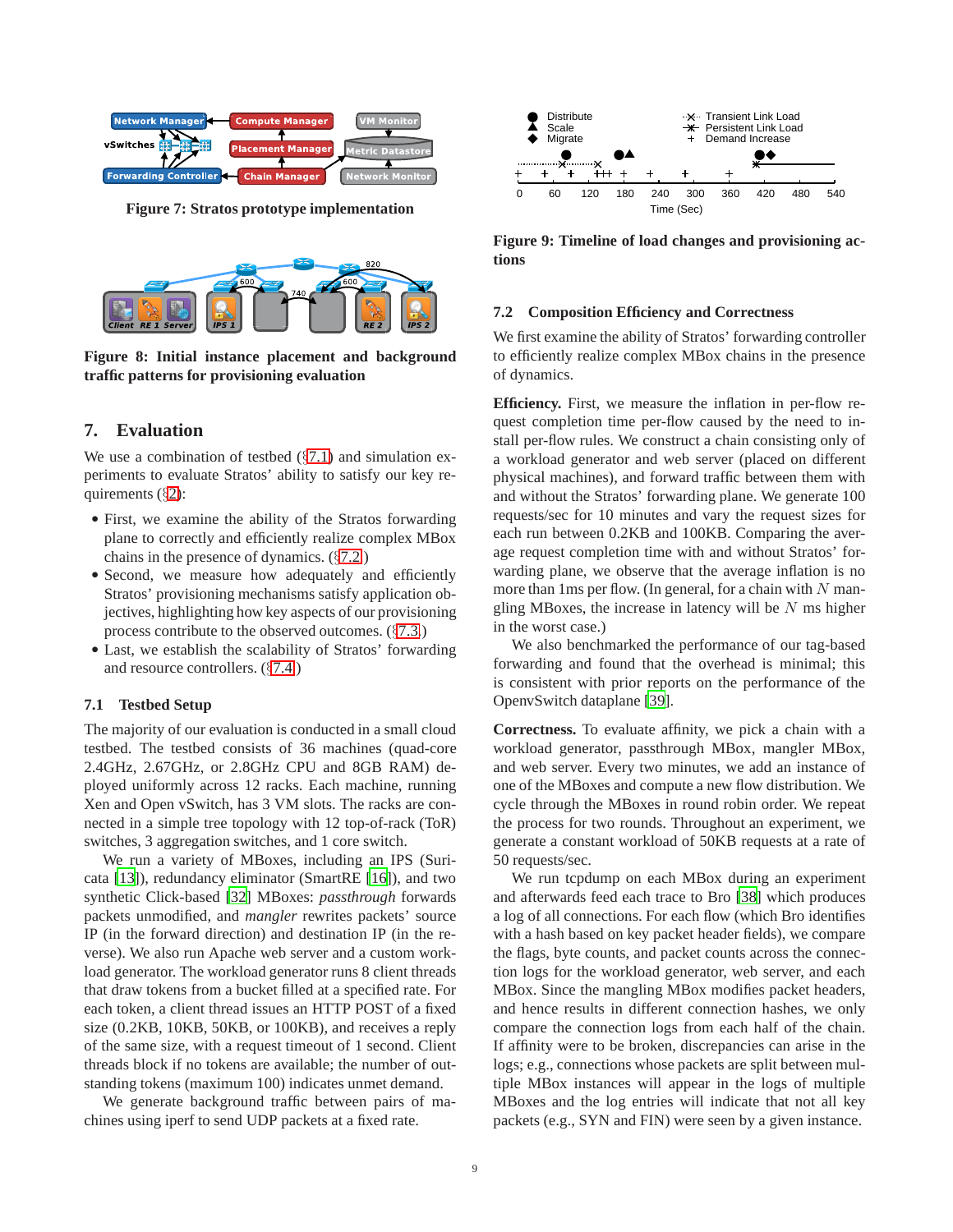Network Manager
Compute Manager
VM Monitor
vSwitches
Placement Manager
Metric Datastore
Forwarding Controller
Chain Manager
Network Monitor

**Figure 7: Stratos prototype implementation**

820
600
740
600
Client RE 1 Server
IPS 1
RE 2
IPS 2

**Figure 8: Initial instance placement and background traffic patterns for provisioning evaluation**

## 7. Evaluation

We use a combination of testbed (§7.1) and simulation experiments to evaluate Stratos' ability to satisfy our key requirements (§2):

- First, we examine the ability of the Stratos forwarding plane to correctly and efficiently realize complex MBox chains in the presence of dynamics. (§7.2)
- Second, we measure how adequately and efficiently Stratos' provisioning mechanisms satisfy application objectives, highlighting how key aspects of our provisioning process contribute to the observed outcomes. (§7.3)
- Last, we establish the scalability of Stratos' forwarding and resource controllers. (§7.4)

### 7.1 Testbed Setup

The majority of our evaluation is conducted in a small cloud testbed. The testbed consists of 36 machines (quad-core 2.4GHz, 2.67GHz, or 2.8GHz CPU and 8GB RAM) deployed uniformly across 12 racks. Each machine, running Xen and Open vSwitch, has 3 VM slots. The racks are connected in a simple tree topology with 12 top-of-rack (ToR) switches, 3 aggregation switches, and 1 core switch.

We run a variety of MBoxes, including an IPS (Suricata [13]), redundancy eliminator (SmartRE [16]), and two synthetic Click-based [32] MBoxes: *passthrough* forwards packets unmodified, and *mangler* rewrites packets' source IP (in the forward direction) and destination IP (in the reverse). We also run Apache web server and a custom workload generator. The workload generator runs 8 client threads that draw tokens from a bucket filled at a specified rate. For each token, a client thread issues an HTTP POST of a fixed size (0.2KB, 10KB, 50KB, or 100KB), and receives a reply of the same size, with a request timeout of 1 second. Client threads block if no tokens are available; the number of outstanding tokens (maximum 100) indicates unmet demand.

We generate background traffic between pairs of machines using iperf to send UDP packets at a fixed rate.

Distribute
Scale
Migrate
Transient Link Load
Persistent Link Load
Demand Increase
0 60 120 180 240 300 360 420 480 540
Time (Sec)

**Figure 9: Timeline of load changes and provisioning actions**

### 7.2 Composition Efficiency and Correctness

We first examine the ability of Stratos' forwarding controller to efficiently realize complex MBox chains in the presence of dynamics.

**Efficiency.** First, we measure the inflation in per-flow request completion time per-flow caused by the need to install per-flow rules. We construct a chain consisting only of a workload generator and web server (placed on different physical machines), and forward traffic between them with and without the Stratos' forwarding plane. We generate 100 requests/sec for 10 minutes and vary the request sizes for each run between 0.2KB and 100KB. Comparing the average request completion time with and without Stratos' forwarding plane, we observe that the average inflation is no more than 1ms per flow. (In general, for a chain with $N$ mangling MBoxes, the increase in latency will be $N$ ms higher in the worst case.)

We also benchmarked the performance of our tag-based forwarding and found that the overhead is minimal; this is consistent with prior reports on the performance of the OpenvSwitch dataplane [39].

**Correctness.** To evaluate affinity, we pick a chain with a workload generator, passthrough MBox, mangler MBox, and web server. Every two minutes, we add an instance of one of the MBoxes and compute a new flow distribution. We cycle through the MBoxes in round robin order. We repeat the process for two rounds. Throughout an experiment, we generate a constant workload of 50KB requests at a rate of 50 requests/sec.

We run tcpdump on each MBox during an experiment and afterwards feed each trace to Bro [38] which produces a log of all connections. For each flow (which Bro identifies with a hash based on key packet header fields), we compare the flags, byte counts, and packet counts across the connection logs for the workload generator, web server, and each MBox. Since the mangling MBox modifies packet headers, and hence results in different connection hashes, we only compare the connection logs from each half of the chain. If affinity were to be broken, discrepancies can arise in the logs; e.g., connections whose packets are split between multiple MBox instances will appear in the logs of multiple MBoxes and the log entries will indicate that not all key packets (e.g., SYN and FIN) were seen by a given instance.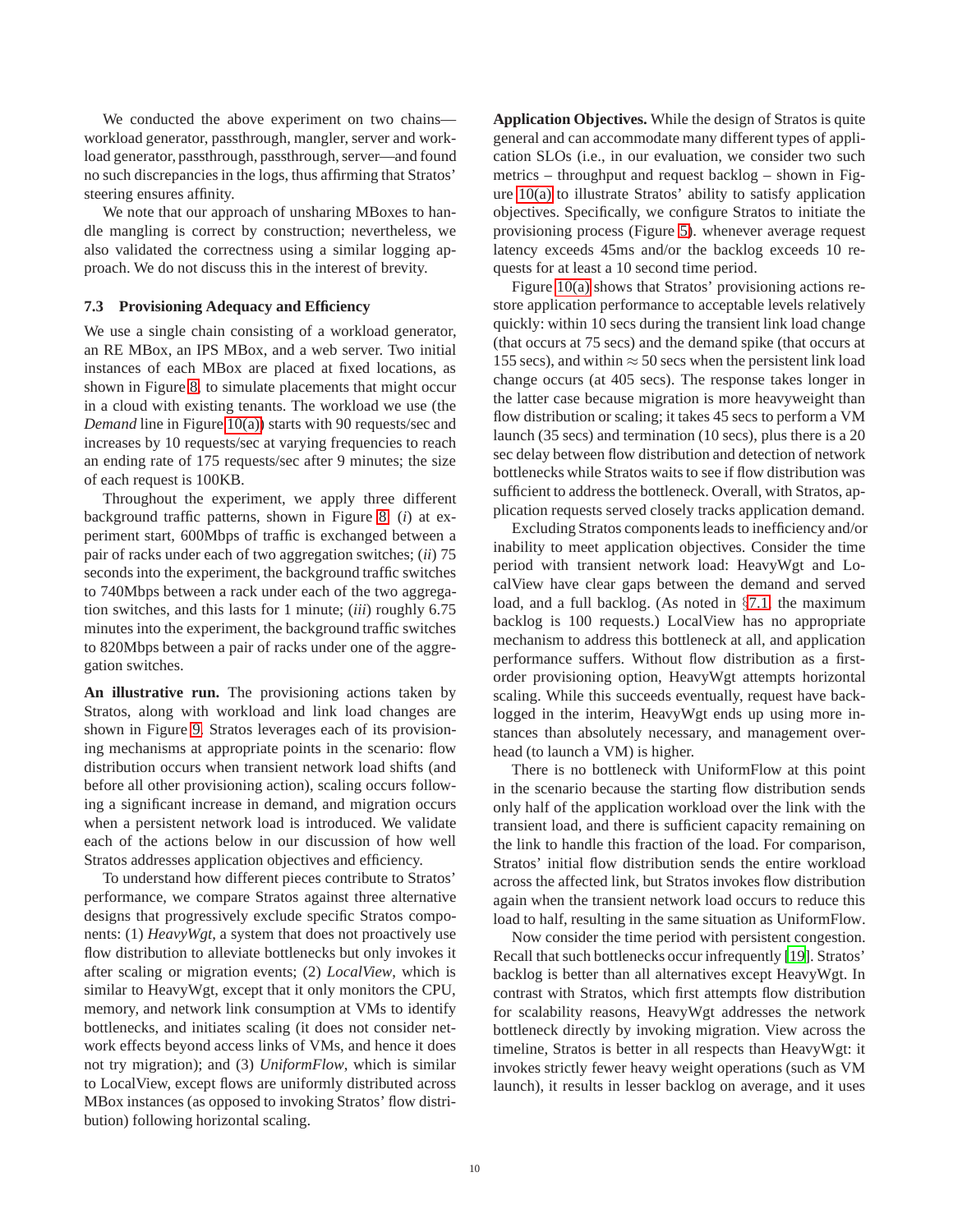We conducted the above experiment on two chains—workload generator, passthrough, mangler, server and workload generator, passthrough, passthrough, server—and found no such discrepancies in the logs, thus affirming that Stratos' steering ensures affinity.

We note that our approach of unsharing MBoxes to handle mangling is correct by construction; nevertheless, we also validated the correctness using a similar logging approach. We do not discuss this in the interest of brevity.

### 7.3 Provisioning Adequacy and Efficiency

We use a single chain consisting of a workload generator, an RE MBox, an IPS MBox, and a web server. Two initial instances of each MBox are placed at fixed locations, as shown in Figure 8, to simulate placements that might occur in a cloud with existing tenants. The workload we use (the *Demand* line in Figure 10(a)) starts with 90 requests/sec and increases by 10 requests/sec at varying frequencies to reach an ending rate of 175 requests/sec after 9 minutes; the size of each request is 100KB.

Throughout the experiment, we apply three different background traffic patterns, shown in Figure 8: (*i*) at experiment start, 600Mbps of traffic is exchanged between a pair of racks under each of two aggregation switches; (*ii*) 75 seconds into the experiment, the background traffic switches to 740Mbps between a rack under each of the two aggregation switches, and this lasts for 1 minute; (*iii*) roughly 6.75 minutes into the experiment, the background traffic switches to 820Mbps between a pair of racks under one of the aggregation switches.

**An illustrative run.** The provisioning actions taken by Stratos, along with workload and link load changes are shown in Figure 9. Stratos leverages each of its provisioning mechanisms at appropriate points in the scenario: flow distribution occurs when transient network load shifts (and before all other provisioning action), scaling occurs following a significant increase in demand, and migration occurs when a persistent network load is introduced. We validate each of the actions below in our discussion of how well Stratos addresses application objectives and efficiency.

To understand how different pieces contribute to Stratos' performance, we compare Stratos against three alternative designs that progressively exclude specific Stratos components: (1) *HeavyWgt*, a system that does not proactively use flow distribution to alleviate bottlenecks but only invokes it after scaling or migration events; (2) *LocalView*, which is similar to HeavyWgt, except that it only monitors the CPU, memory, and network link consumption at VMs to identify bottlenecks, and initiates scaling (it does not consider network effects beyond access links of VMs, and hence it does not try migration); and (3) *UniformFlow*, which is similar to LocalView, except flows are uniformly distributed across MBox instances (as opposed to invoking Stratos' flow distribution) following horizontal scaling.

**Application Objectives.** While the design of Stratos is quite general and can accommodate many different types of application SLOs (i.e., in our evaluation, we consider two such metrics – throughput and request backlog – shown in Figure 10(a) to illustrate Stratos' ability to satisfy application objectives. Specifically, we configure Stratos to initiate the provisioning process (Figure 5). whenever average request latency exceeds 45ms and/or the backlog exceeds 10 requests for at least a 10 second time period.

Figure 10(a) shows that Stratos' provisioning actions restore application performance to acceptable levels relatively quickly: within 10 secs during the transient link load change (that occurs at 75 secs) and the demand spike (that occurs at 155 secs), and within $\approx 50$ secs when the persistent link load change occurs (at 405 secs). The response takes longer in the latter case because migration is more heavyweight than flow distribution or scaling; it takes 45 secs to perform a VM launch (35 secs) and termination (10 secs), plus there is a 20 sec delay between flow distribution and detection of network bottlenecks while Stratos waits to see if flow distribution was sufficient to address the bottleneck. Overall, with Stratos, application requests served closely tracks application demand.

Excluding Stratos components leads to inefficiency and/or inability to meet application objectives. Consider the time period with transient network load: HeavyWgt and LocalView have clear gaps between the demand and served load, and a full backlog. (As noted in §7.1, the maximum backlog is 100 requests.) LocalView has no appropriate mechanism to address this bottleneck at all, and application performance suffers. Without flow distribution as a first-order provisioning option, HeavyWgt attempts horizontal scaling. While this succeeds eventually, request have backlogged in the interim, HeavyWgt ends up using more instances than absolutely necessary, and management overhead (to launch a VM) is higher.

There is no bottleneck with UniformFlow at this point in the scenario because the starting flow distribution sends only half of the application workload over the link with the transient load, and there is sufficient capacity remaining on the link to handle this fraction of the load. For comparison, Stratos' initial flow distribution sends the entire workload across the affected link, but Stratos invokes flow distribution again when the transient network load occurs to reduce this load to half, resulting in the same situation as UniformFlow.

Now consider the time period with persistent congestion. Recall that such bottlenecks occur infrequently [19]. Stratos' backlog is better than all alternatives except HeavyWgt. In contrast with Stratos, which first attempts flow distribution for scalability reasons, HeavyWgt addresses the network bottleneck directly by invoking migration. View across the timeline, Stratos is better in all respects than HeavyWgt: it invokes strictly fewer heavy weight operations (such as VM launch), it results in lesser backlog on average, and it uses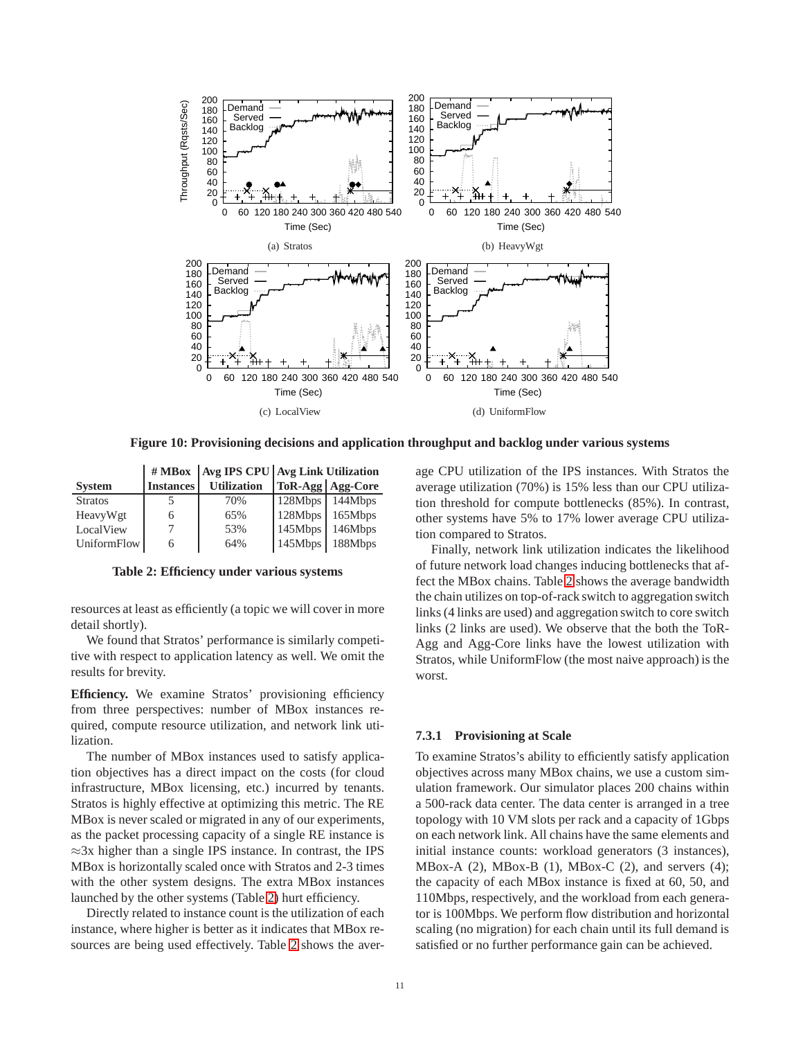Throughput (Rqsts/Sec)

200
180
160
140
120
100
80
60
40
20
0

Demand
Served
Backlog

0 60 120 180 240 300 360 420 480 540

Time (Sec)

(a) Stratos

(b) HeavyWgt

(c) LocalView

(d) UniformFlow

**Figure 10: Provisioning decisions and application throughput and backlog under various systems**

| | # MBox | Avg IPS CPU | Avg Link Utilization | |
|---|---|---|---|---|
| **System** | **Instances** | **Utilization** | **ToR-Agg** | **Agg-Core** |
| Stratos | 5 | 70% | 128Mbps | 144Mbps |
| HeavyWgt | 6 | 65% | 128Mbps | 165Mbps |
| LocalView | 7 | 53% | 145Mbps | 146Mbps |
| UniformFlow | 6 | 64% | 145Mbps | 188Mbps |

**Table 2: Efficiency under various systems**

resources at least as efficiently (a topic we will cover in more detail shortly).

We found that Stratos' performance is similarly competitive with respect to application latency as well. We omit the results for brevity.

**Efficiency.** We examine Stratos' provisioning efficiency from three perspectives: number of MBox instances required, compute resource utilization, and network link utilization.

The number of MBox instances used to satisfy application objectives has a direct impact on the costs (for cloud infrastructure, MBox licensing, etc.) incurred by tenants. Stratos is highly effective at optimizing this metric. The RE MBox is never scaled or migrated in any of our experiments, as the packet processing capacity of a single RE instance is ≈3x higher than a single IPS instance. In contrast, the IPS MBox is horizontally scaled once with Stratos and 2-3 times with the other system designs. The extra MBox instances launched by the other systems (Table 2) hurt efficiency.

Directly related to instance count is the utilization of each instance, where higher is better as it indicates that MBox resources are being used effectively. Table 2 shows the average CPU utilization of the IPS instances. With Stratos the average utilization (70%) is 15% less than our CPU utilization threshold for compute bottlenecks (85%). In contrast, other systems have 5% to 17% lower average CPU utilization compared to Stratos.

Finally, network link utilization indicates the likelihood of future network load changes inducing bottlenecks that affect the MBox chains. Table 2 shows the average bandwidth the chain utilizes on top-of-rack switch to aggregation switch links (4 links are used) and aggregation switch to core switch links (2 links are used). We observe that the both the ToR-Agg and Agg-Core links have the lowest utilization with Stratos, while UniformFlow (the most naive approach) is the worst.

### 7.3.1 Provisioning at Scale

To examine Stratos's ability to efficiently satisfy application objectives across many MBox chains, we use a custom simulation framework. Our simulator places 200 chains within a 500-rack data center. The data center is arranged in a tree topology with 10 VM slots per rack and a capacity of 1Gbps on each network link. All chains have the same elements and initial instance counts: workload generators (3 instances), MBox-A (2), MBox-B (1), MBox-C (2), and servers (4); the capacity of each MBox instance is fixed at 60, 50, and 110Mbps, respectively, and the workload from each generator is 100Mbps. We perform flow distribution and horizontal scaling (no migration) for each chain until its full demand is satisfied or no further performance gain can be achieved.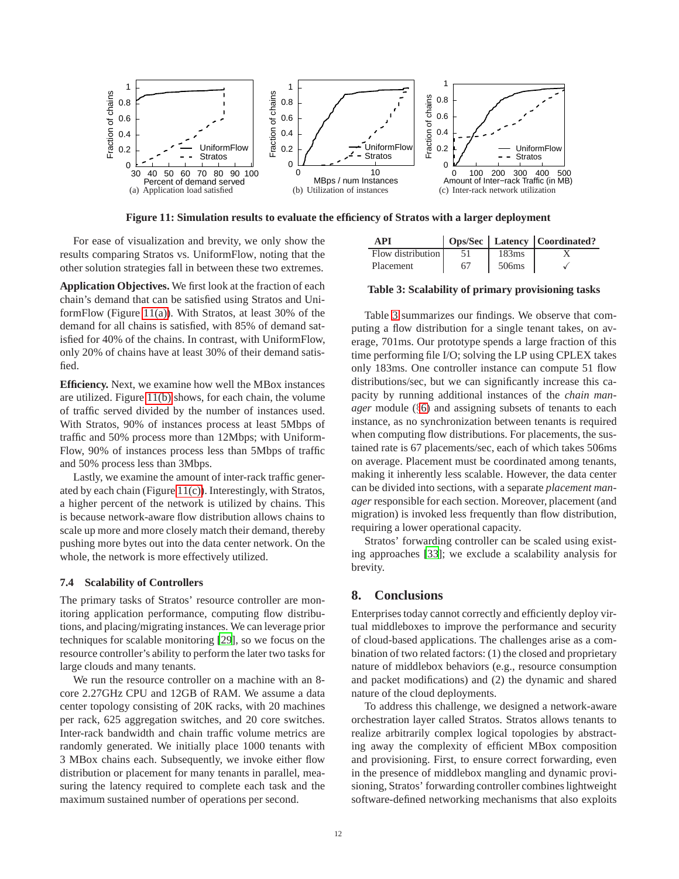Fraction of chains
1
0.8
0.6
0.4
0.2
0
30 40 50 60 70 80 90 100
Percent of demand served
UniformFlow
Stratos
(a) Application load satisfied

Fraction of chains
1
0.8
0.6
0.4
0.2
0
0 10
MBps / num Instances
UniformFlow
Stratos
(b) Utilization of instances

Fraction of chains
1
0.8
0.6
0.4
0.2
0
0 100 200 300 400 500
Amount of Inter−rack Traffic (in MB)
UniformFlow
Stratos
(c) Inter-rack network utilization

**Figure 11: Simulation results to evaluate the efficiency of Stratos with a larger deployment**

For ease of visualization and brevity, we only show the results comparing Stratos vs. UniformFlow, noting that the other solution strategies fall in between these two extremes.

**Application Objectives.** We first look at the fraction of each chain's demand that can be satisfied using Stratos and UniformFlow (Figure 11(a)). With Stratos, at least 30% of the demand for all chains is satisfied, with 85% of demand satisfied for 40% of the chains. In contrast, with UniformFlow, only 20% of chains have at least 30% of their demand satisfied.

**Efficiency.** Next, we examine how well the MBox instances are utilized. Figure 11(b) shows, for each chain, the volume of traffic served divided by the number of instances used. With Stratos, 90% of instances process at least 5Mbps of traffic and 50% process more than 12Mbps; with UniformFlow, 90% of instances process less than 5Mbps of traffic and 50% process less than 3Mbps.

Lastly, we examine the amount of inter-rack traffic generated by each chain (Figure 11(c)). Interestingly, with Stratos, a higher percent of the network is utilized by chains. This is because network-aware flow distribution allows chains to scale up more and more closely match their demand, thereby pushing more bytes out into the data center network. On the whole, the network is more effectively utilized.

### 7.4 Scalability of Controllers

The primary tasks of Stratos' resource controller are monitoring application performance, computing flow distributions, and placing/migrating instances. We can leverage prior techniques for scalable monitoring [29], so we focus on the resource controller's ability to perform the later two tasks for large clouds and many tenants.

We run the resource controller on a machine with an 8-core 2.27GHz CPU and 12GB of RAM. We assume a data center topology consisting of 20K racks, with 20 machines per rack, 625 aggregation switches, and 20 core switches. Inter-rack bandwidth and chain traffic volume metrics are randomly generated. We initially place 1000 tenants with 3 MBox chains each. Subsequently, we invoke either flow distribution or placement for many tenants in parallel, measuring the latency required to complete each task and the maximum sustained number of operations per second.

| API | Ops/Sec | Latency | Coordinated? |
|---|---|---|---|
| Flow distribution | 51 | 183ms | X |
| Placement | 67 | 506ms | ✓ |

**Table 3: Scalability of primary provisioning tasks**

Table 3 summarizes our findings. We observe that computing a flow distribution for a single tenant takes, on average, 701ms. Our prototype spends a large fraction of this time performing file I/O; solving the LP using CPLEX takes only 183ms. One controller instance can compute 51 flow distributions/sec, but we can significantly increase this capacity by running additional instances of the *chain manager* module (§6) and assigning subsets of tenants to each instance, as no synchronization between tenants is required when computing flow distributions. For placements, the sustained rate is 67 placements/sec, each of which takes 506ms on average. Placement must be coordinated among tenants, making it inherently less scalable. However, the data center can be divided into sections, with a separate *placement manager* responsible for each section. Moreover, placement (and migration) is invoked less frequently than flow distribution, requiring a lower operational capacity.

Stratos' forwarding controller can be scaled using existing approaches [33]; we exclude a scalability analysis for brevity.

## 8. Conclusions

Enterprises today cannot correctly and efficiently deploy virtual middleboxes to improve the performance and security of cloud-based applications. The challenges arise as a combination of two related factors: (1) the closed and proprietary nature of middlebox behaviors (e.g., resource consumption and packet modifications) and (2) the dynamic and shared nature of the cloud deployments.

To address this challenge, we designed a network-aware orchestration layer called Stratos. Stratos allows tenants to realize arbitrarily complex logical topologies by abstracting away the complexity of efficient MBox composition and provisioning. First, to ensure correct forwarding, even in the presence of middlebox mangling and dynamic provisioning, Stratos' forwarding controller combines lightweight software-defined networking mechanisms that also exploits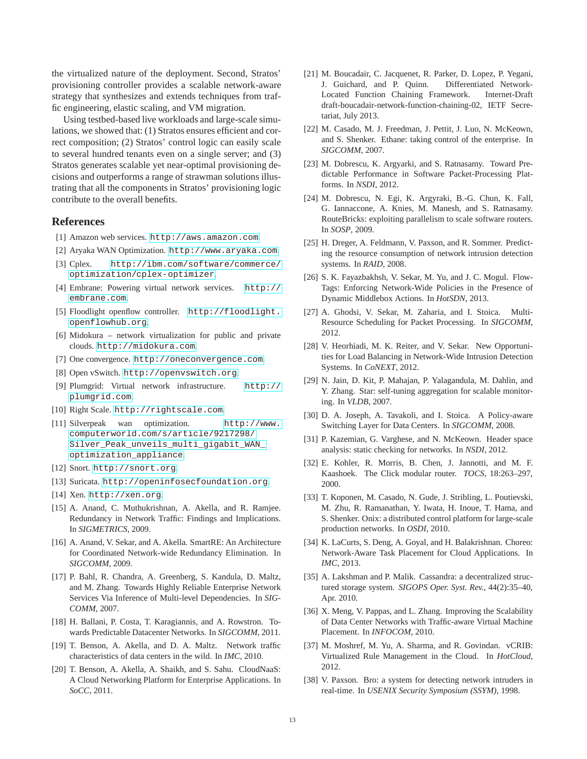the virtualized nature of the deployment. Second, Stratos' provisioning controller provides a scalable network-aware strategy that synthesizes and extends techniques from traffic engineering, elastic scaling, and VM migration.

Using testbed-based live workloads and large-scale simulations, we showed that: (1) Stratos ensures efficient and correct composition; (2) Stratos' control logic can easily scale to several hundred tenants even on a single server; and (3) Stratos generates scalable yet near-optimal provisioning decisions and outperforms a range of strawman solutions illustrating that all the components in Stratos' provisioning logic contribute to the overall benefits.

## References

[1] Amazon web services. http://aws.amazon.com.

[2] Aryaka WAN Optimization. http://www.aryaka.com.

[3] Cplex. http://ibm.com/software/commerce/optimization/cplex-optimizer.

[4] Embrane: Powering virtual network services. http://embrane.com.

[5] Floodlight openflow controller. http://floodlight.openflowhub.org.

[6] Midokura – network virtualization for public and private clouds. http://midokura.com.

[7] One convergence. http://oneconvergence.com.

[8] Open vSwitch. http://openvswitch.org.

[9] Plumgrid: Virtual network infrastructure. http://plumgrid.com.

[10] Right Scale. http://rightscale.com.

[11] Silverpeak wan optimization. http://www.computerworld.com/s/article/9217298/Silver_Peak_unveils_multi_gigabit_WAN_optimization_appliance.

[12] Snort. http://snort.org.

[13] Suricata. http://openinfosecfoundation.org.

[14] Xen. http://xen.org.

[15] A. Anand, C. Muthukrishnan, A. Akella, and R. Ramjee. Redundancy in Network Traffic: Findings and Implications. In *SIGMETRICS*, 2009.

[16] A. Anand, V. Sekar, and A. Akella. SmartRE: An Architecture for Coordinated Network-wide Redundancy Elimination. In *SIGCOMM*, 2009.

[17] P. Bahl, R. Chandra, A. Greenberg, S. Kandula, D. Maltz, and M. Zhang. Towards Highly Reliable Enterprise Network Services Via Inference of Multi-level Dependencies. In *SIGCOMM*, 2007.

[18] H. Ballani, P. Costa, T. Karagiannis, and A. Rowstron. Towards Predictable Datacenter Networks. In *SIGCOMM*, 2011.

[19] T. Benson, A. Akella, and D. A. Maltz. Network traffic characteristics of data centers in the wild. In *IMC*, 2010.

[20] T. Benson, A. Akella, A. Shaikh, and S. Sahu. CloudNaaS: A Cloud Networking Platform for Enterprise Applications. In *SoCC*, 2011.

[21] M. Boucadair, C. Jacquenet, R. Parker, D. Lopez, P. Yegani, J. Guichard, and P. Quinn. Differentiated Network-Located Function Chaining Framework. Internet-Draft draft-boucadair-network-function-chaining-02, IETF Secretariat, July 2013.

[22] M. Casado, M. J. Freedman, J. Pettit, J. Luo, N. McKeown, and S. Shenker. Ethane: taking control of the enterprise. In *SIGCOMM*, 2007.

[23] M. Dobrescu, K. Argyarki, and S. Ratnasamy. Toward Predictable Performance in Software Packet-Processing Platforms. In *NSDI*, 2012.

[24] M. Dobrescu, N. Egi, K. Argyraki, B.-G. Chun, K. Fall, G. Iannaccone, A. Knies, M. Manesh, and S. Ratnasamy. RouteBricks: exploiting parallelism to scale software routers. In *SOSP*, 2009.

[25] H. Dreger, A. Feldmann, V. Paxson, and R. Sommer. Predicting the resource consumption of network intrusion detection systems. In *RAID*, 2008.

[26] S. K. Fayazbakhsh, V. Sekar, M. Yu, and J. C. Mogul. FlowTags: Enforcing Network-Wide Policies in the Presence of Dynamic Middlebox Actions. In *HotSDN*, 2013.

[27] A. Ghodsi, V. Sekar, M. Zaharia, and I. Stoica. Multi-Resource Scheduling for Packet Processing. In *SIGCOMM*, 2012.

[28] V. Heorhiadi, M. K. Reiter, and V. Sekar. New Opportunities for Load Balancing in Network-Wide Intrusion Detection Systems. In *CoNEXT*, 2012.

[29] N. Jain, D. Kit, P. Mahajan, P. Yalagandula, M. Dahlin, and Y. Zhang. Star: self-tuning aggregation for scalable monitoring. In *VLDB*, 2007.

[30] D. A. Joseph, A. Tavakoli, and I. Stoica. A Policy-aware Switching Layer for Data Centers. In *SIGCOMM*, 2008.

[31] P. Kazemian, G. Varghese, and N. McKeown. Header space analysis: static checking for networks. In *NSDI*, 2012.

[32] E. Kohler, R. Morris, B. Chen, J. Jannotti, and M. F. Kaashoek. The Click modular router. *TOCS*, 18:263–297, 2000.

[33] T. Koponen, M. Casado, N. Gude, J. Stribling, L. Poutievski, M. Zhu, R. Ramanathan, Y. Iwata, H. Inoue, T. Hama, and S. Shenker. Onix: a distributed control platform for large-scale production networks. In *OSDI*, 2010.

[34] K. LaCurts, S. Deng, A. Goyal, and H. Balakrishnan. Choreo: Network-Aware Task Placement for Cloud Applications. In *IMC*, 2013.

[35] A. Lakshman and P. Malik. Cassandra: a decentralized structured storage system. *SIGOPS Oper. Syst. Rev.*, 44(2):35–40, Apr. 2010.

[36] X. Meng, V. Pappas, and L. Zhang. Improving the Scalability of Data Center Networks with Traffic-aware Virtual Machine Placement. In *INFOCOM*, 2010.

[37] M. Moshref, M. Yu, A. Sharma, and R. Govindan. vCRIB: Virtualized Rule Management in the Cloud. In *HotCloud*, 2012.

[38] V. Paxson. Bro: a system for detecting network intruders in real-time. In *USENIX Security Symposium (SSYM)*, 1998.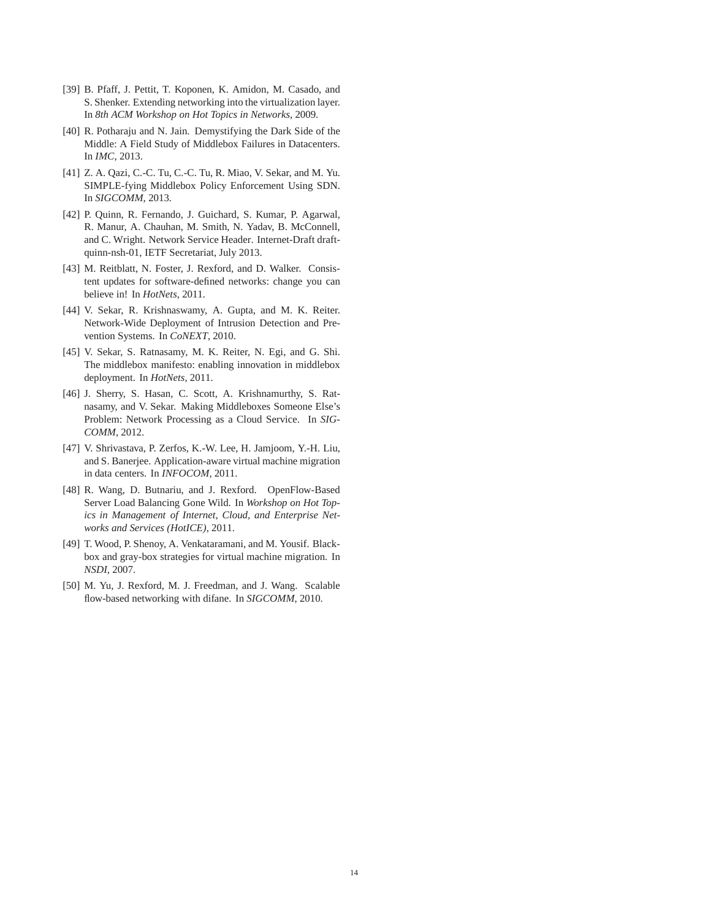- [39] B. Pfaff, J. Pettit, T. Koponen, K. Amidon, M. Casado, and S. Shenker. Extending networking into the virtualization layer. In *8th ACM Workshop on Hot Topics in Networks*, 2009.
- [40] R. Potharaju and N. Jain. Demystifying the Dark Side of the Middle: A Field Study of Middlebox Failures in Datacenters. In *IMC*, 2013.
- [41] Z. A. Qazi, C.-C. Tu, C.-C. Tu, R. Miao, V. Sekar, and M. Yu. SIMPLE-fying Middlebox Policy Enforcement Using SDN. In *SIGCOMM*, 2013.
- [42] P. Quinn, R. Fernando, J. Guichard, S. Kumar, P. Agarwal, R. Manur, A. Chauhan, M. Smith, N. Yadav, B. McConnell, and C. Wright. Network Service Header. Internet-Draft draft-quinn-nsh-01, IETF Secretariat, July 2013.
- [43] M. Reitblatt, N. Foster, J. Rexford, and D. Walker. Consistent updates for software-defined networks: change you can believe in! In *HotNets*, 2011.
- [44] V. Sekar, R. Krishnaswamy, A. Gupta, and M. K. Reiter. Network-Wide Deployment of Intrusion Detection and Prevention Systems. In *CoNEXT*, 2010.
- [45] V. Sekar, S. Ratnasamy, M. K. Reiter, N. Egi, and G. Shi. The middlebox manifesto: enabling innovation in middlebox deployment. In *HotNets*, 2011.
- [46] J. Sherry, S. Hasan, C. Scott, A. Krishnamurthy, S. Ratnasamy, and V. Sekar. Making Middleboxes Someone Else's Problem: Network Processing as a Cloud Service. In *SIGCOMM*, 2012.
- [47] V. Shrivastava, P. Zerfos, K.-W. Lee, H. Jamjoom, Y.-H. Liu, and S. Banerjee. Application-aware virtual machine migration in data centers. In *INFOCOM*, 2011.
- [48] R. Wang, D. Butnariu, and J. Rexford. OpenFlow-Based Server Load Balancing Gone Wild. In *Workshop on Hot Topics in Management of Internet, Cloud, and Enterprise Networks and Services (HotICE)*, 2011.
- [49] T. Wood, P. Shenoy, A. Venkataramani, and M. Yousif. Black-box and gray-box strategies for virtual machine migration. In *NSDI*, 2007.
- [50] M. Yu, J. Rexford, M. J. Freedman, and J. Wang. Scalable flow-based networking with difane. In *SIGCOMM*, 2010.